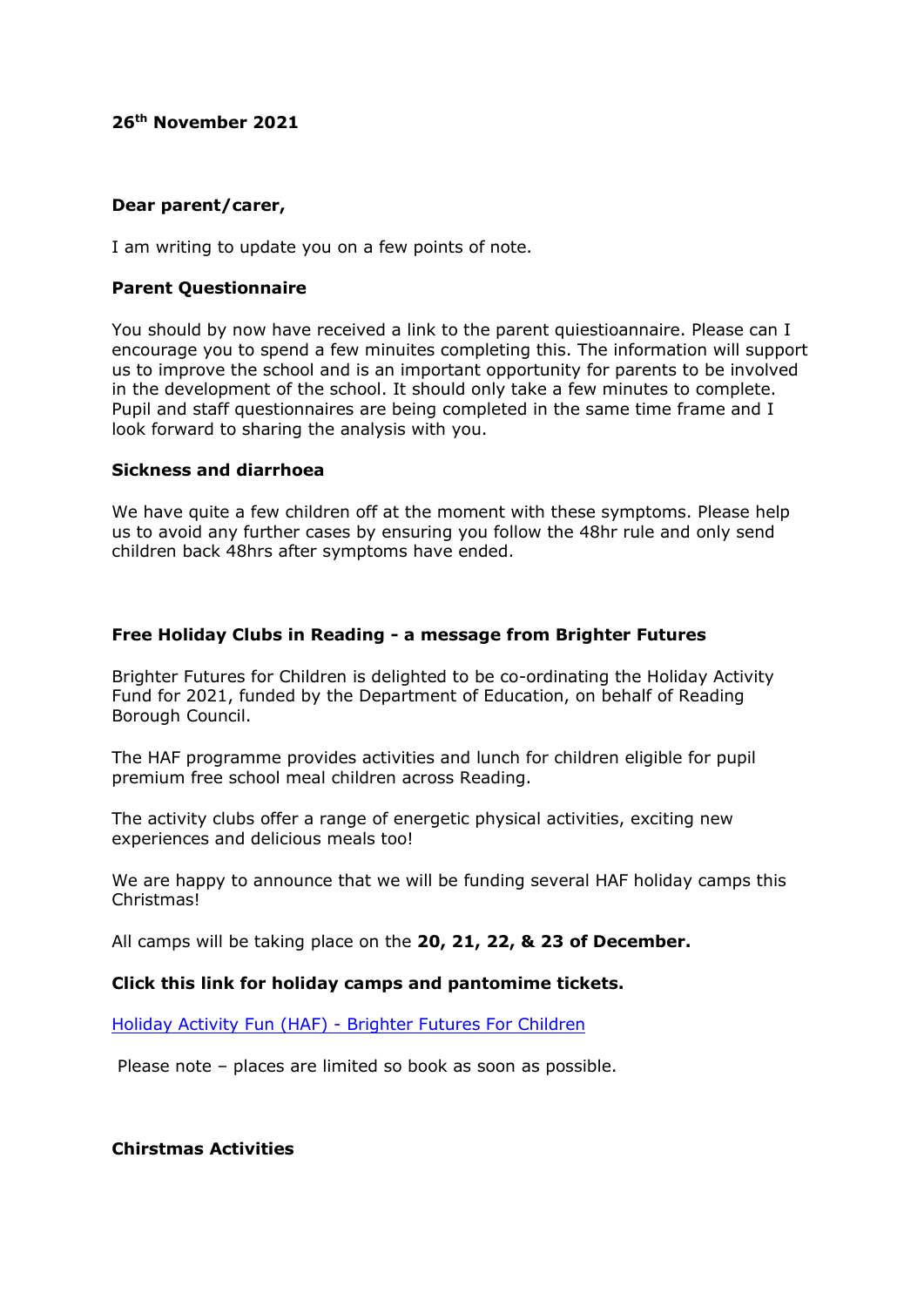**26th November 2021**

**Dear parent/carer,**

I am writing to update you on a few points of note.

**Parent Questionnaire**

You should by now have received a link to the parent quiestioannaire. Please can I encourage you to spend a few minuites completing this. The information will support us to improve the school and is an important opportunity for parents to be involved in the development of the school. It should only take a few minutes to complete. Pupil and staff questionnaires are being completed in the same time frame and I look forward to sharing the analysis with you.

**Sickness and diarrhoea**

We have quite a few children off at the moment with these symptoms. Please help us to avoid any further cases by ensuring you follow the 48hr rule and only send children back 48hrs after symptoms have ended.

**Free Holiday Clubs in Reading - a message from Brighter Futures**

Brighter Futures for Children is delighted to be co-ordinating the Holiday Activity Fund for 2021, funded by the Department of Education, on behalf of Reading Borough Council.

The HAF programme provides activities and lunch for children eligible for pupil premium free school meal children across Reading.

The activity clubs offer a range of energetic physical activities, exciting new experiences and delicious meals too!

We are happy to announce that we will be funding several HAF holiday camps this Christmas!

All camps will be taking place on the **20, 21, 22, & 23 of December.**

**Click this link for holiday camps and pantomime tickets.**

[Holiday Activity Fun (HAF) - Brighter Futures For Children]

Please note – places are limited so book as soon as possible.

**Chirstmas Activities**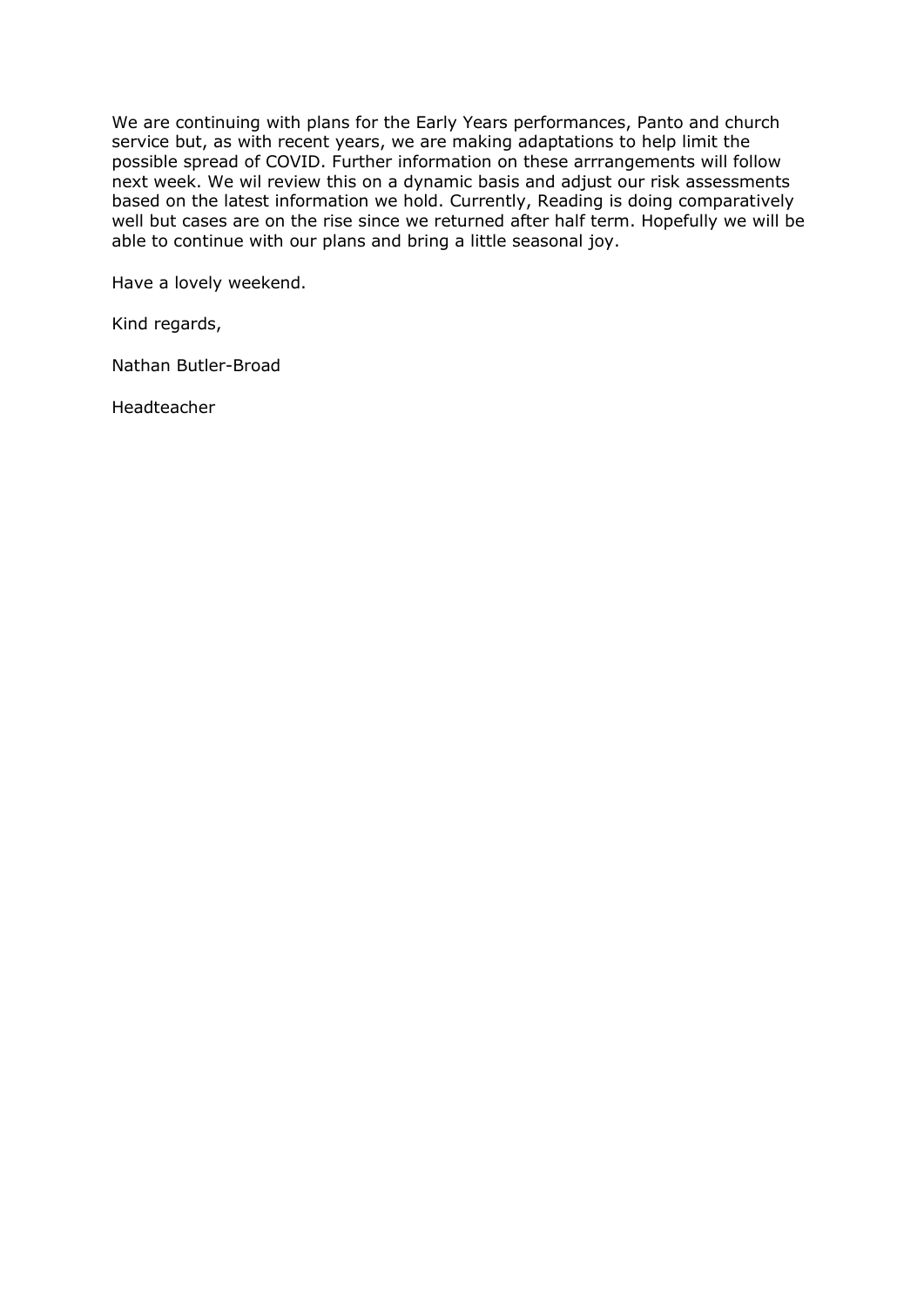We are continuing with plans for the Early Years performances, Panto and church service but, as with recent years, we are making adaptations to help limit the possible spread of COVID. Further information on these arrrangements will follow next week. We wil review this on a dynamic basis and adjust our risk assessments based on the latest information we hold. Currently, Reading is doing comparatively well but cases are on the rise since we returned after half term. Hopefully we will be able to continue with our plans and bring a little seasonal joy.

Have a lovely weekend.

Kind regards,

Nathan Butler-Broad

Headteacher